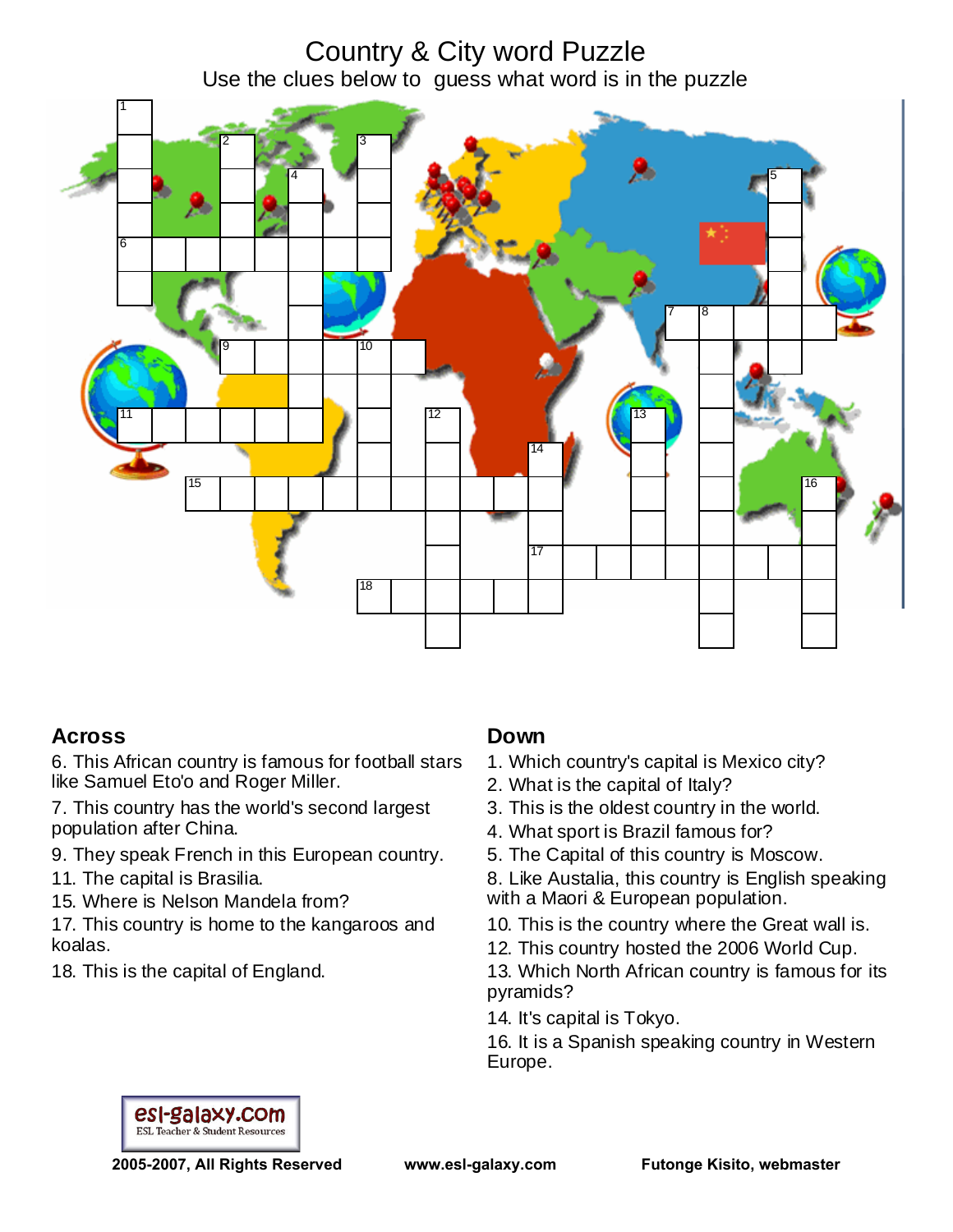# Country & City word Puzzle

Use the clues below to guess what word is in the puzzle

## Across

6. This African country is famous for football stars like Samuel Eto'o and Roger Miller.
7. This country has the world's second largest population after China.
9. They speak French in this European country.
11. The capital is Brasilia.
15. Where is Nelson Mandela from?
17. This country is home to the kangaroos and koalas.
18. This is the capital of England.

## Down

1. Which country's capital is Mexico city?
2. What is the capital of Italy?
3. This is the oldest country in the world.
4. What sport is Brazil famous for?
5. The Capital of this country is Moscow.
8. Like Austalia, this country is English speaking with a Maori & European population.
10. This is the country where the Great wall is.
12. This country hosted the 2006 World Cup.
13. Which North African country is famous for its pyramids?
14. It's capital is Tokyo.
16. It is a Spanish speaking country in Western Europe.

esl-galaxy.com
ESL Teacher & Student Resources

**2005-2007, All Rights Reserved** **www.esl-galaxy.com** **Futonge Kisito, webmaster**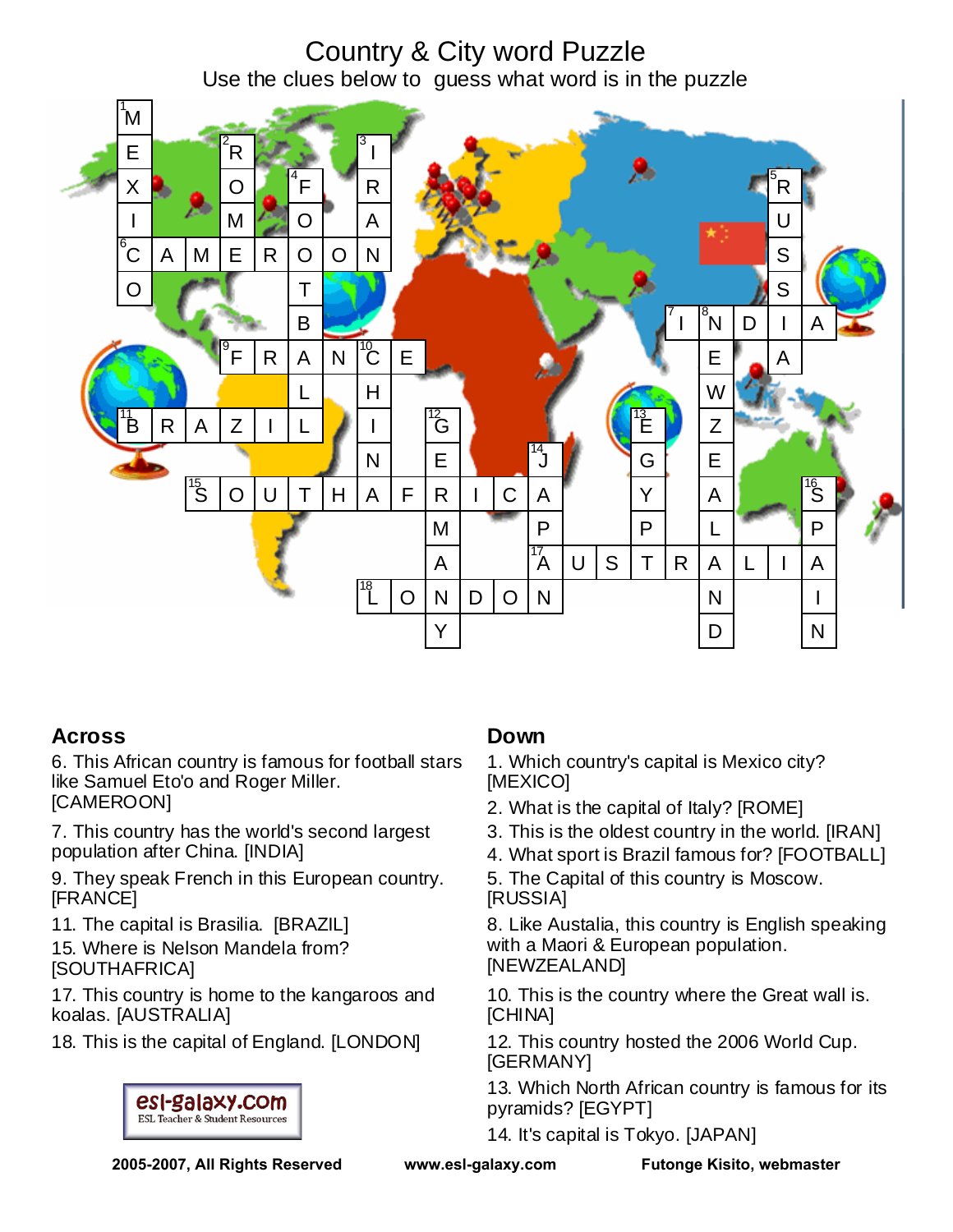# Country & City word Puzzle

Use the clues below to guess what word is in the puzzle

## Across

6. This African country is famous for football stars like Samuel Eto'o and Roger Miller. [CAMEROON]

7. This country has the world's second largest population after China. [INDIA]

9. They speak French in this European country. [FRANCE]

11. The capital is Brasilia. [BRAZIL]

15. Where is Nelson Mandela from? [SOUTHAFRICA]

17. This country is home to the kangaroos and koalas. [AUSTRALIA]

18. This is the capital of England. [LONDON]

## Down

1. Which country's capital is Mexico city? [MEXICO]

2. What is the capital of Italy? [ROME]

3. This is the oldest country in the world. [IRAN]

4. What sport is Brazil famous for? [FOOTBALL]

5. The Capital of this country is Moscow. [RUSSIA]

8. Like Austalia, this country is English speaking with a Maori & European population. [NEWZEALAND]

10. This is the country where the Great wall is. [CHINA]

12. This country hosted the 2006 World Cup. [GERMANY]

13. Which North African country is famous for its pyramids? [EGYPT]

14. It's capital is Tokyo. [JAPAN]

16. [SPAIN]

esl-galaxy.com
ESL Teacher & Student Resources

2005-2007, All Rights Reserved www.esl-galaxy.com Futonge Kisito, webmaster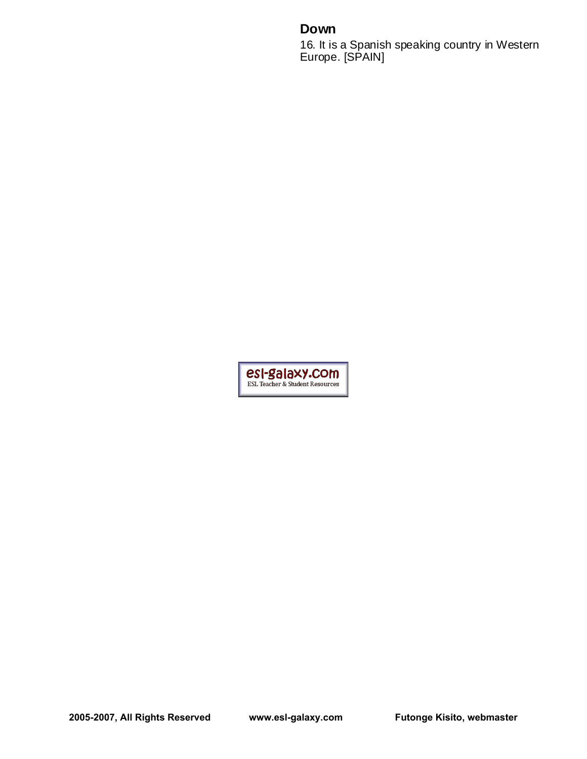**Down**

16. It is a Spanish speaking country in Western Europe. [SPAIN]

esl-galaxy.com
ESL Teacher & Student Resources

**2005-2007, All Rights Reserved** **www.esl-galaxy.com** **Futonge Kisito, webmaster**